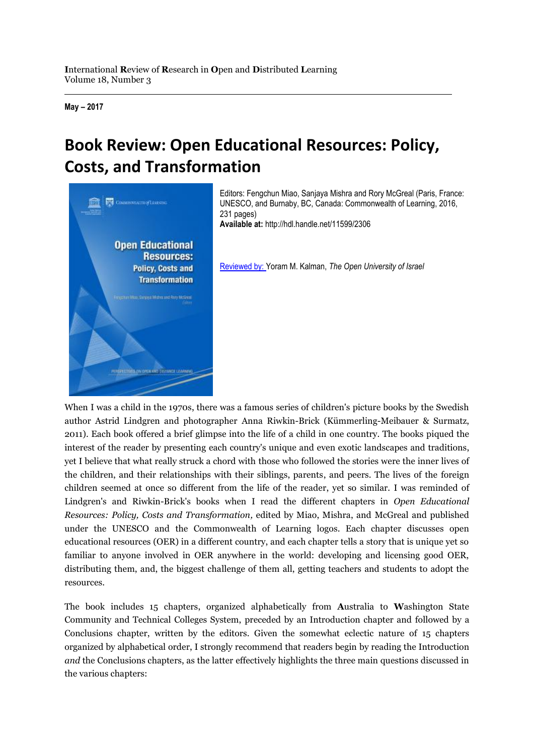**I**nternational **R**eview of **R**esearch in **O**pen and **D**istributed **L**earning
Volume 18, Number 3

**May – 2017**

# Book Review: Open Educational Resources: Policy, Costs, and Transformation

Editors: Fengchun Miao, Sanjaya Mishra and Rory McGreal (Paris, France: UNESCO, and Burnaby, BC, Canada: Commonwealth of Learning, 2016, 231 pages)
**Available at:** http://hdl.handle.net/11599/2306

Reviewed by: Yoram M. Kalman, *The Open University of Israel*

When I was a child in the 1970s, there was a famous series of children's picture books by the Swedish author Astrid Lindgren and photographer Anna Riwkin-Brick (Kümmerling-Meibauer & Surmatz, 2011). Each book offered a brief glimpse into the life of a child in one country. The books piqued the interest of the reader by presenting each country's unique and even exotic landscapes and traditions, yet I believe that what really struck a chord with those who followed the stories were the inner lives of the children, and their relationships with their siblings, parents, and peers. The lives of the foreign children seemed at once so different from the life of the reader, yet so similar. I was reminded of Lindgren's and Riwkin-Brick's books when I read the different chapters in *Open Educational Resources: Policy, Costs and Transformation,* edited by Miao, Mishra, and McGreal and published under the UNESCO and the Commonwealth of Learning logos. Each chapter discusses open educational resources (OER) in a different country, and each chapter tells a story that is unique yet so familiar to anyone involved in OER anywhere in the world: developing and licensing good OER, distributing them, and, the biggest challenge of them all, getting teachers and students to adopt the resources.

The book includes 15 chapters, organized alphabetically from **A**ustralia to **W**ashington State Community and Technical Colleges System, preceded by an Introduction chapter and followed by a Conclusions chapter, written by the editors. Given the somewhat eclectic nature of 15 chapters organized by alphabetical order, I strongly recommend that readers begin by reading the Introduction *and* the Conclusions chapters, as the latter effectively highlights the three main questions discussed in the various chapters: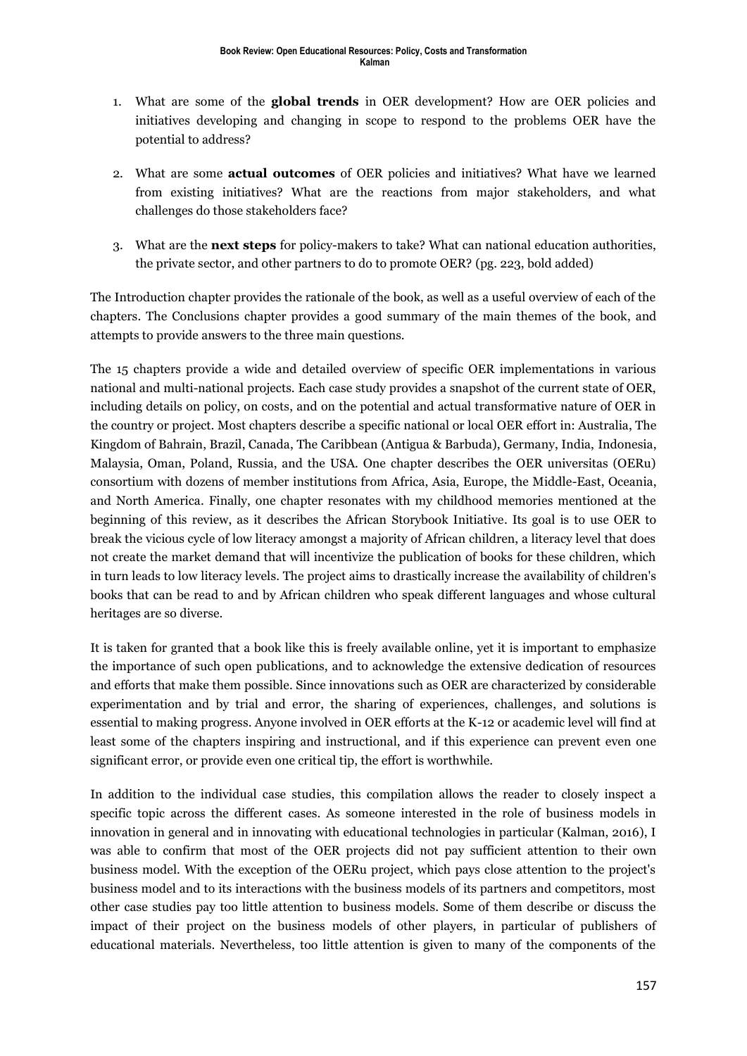1. What are some of the **global trends** in OER development? How are OER policies and initiatives developing and changing in scope to respond to the problems OER have the potential to address?

2. What are some **actual outcomes** of OER policies and initiatives? What have we learned from existing initiatives? What are the reactions from major stakeholders, and what challenges do those stakeholders face?

3. What are the **next steps** for policy-makers to take? What can national education authorities, the private sector, and other partners to do to promote OER? (pg. 223, bold added)

The Introduction chapter provides the rationale of the book, as well as a useful overview of each of the chapters. The Conclusions chapter provides a good summary of the main themes of the book, and attempts to provide answers to the three main questions.

The 15 chapters provide a wide and detailed overview of specific OER implementations in various national and multi-national projects. Each case study provides a snapshot of the current state of OER, including details on policy, on costs, and on the potential and actual transformative nature of OER in the country or project. Most chapters describe a specific national or local OER effort in: Australia, The Kingdom of Bahrain, Brazil, Canada, The Caribbean (Antigua & Barbuda), Germany, India, Indonesia, Malaysia, Oman, Poland, Russia, and the USA. One chapter describes the OER universitas (OERu) consortium with dozens of member institutions from Africa, Asia, Europe, the Middle-East, Oceania, and North America. Finally, one chapter resonates with my childhood memories mentioned at the beginning of this review, as it describes the African Storybook Initiative. Its goal is to use OER to break the vicious cycle of low literacy amongst a majority of African children, a literacy level that does not create the market demand that will incentivize the publication of books for these children, which in turn leads to low literacy levels. The project aims to drastically increase the availability of children's books that can be read to and by African children who speak different languages and whose cultural heritages are so diverse.

It is taken for granted that a book like this is freely available online, yet it is important to emphasize the importance of such open publications, and to acknowledge the extensive dedication of resources and efforts that make them possible. Since innovations such as OER are characterized by considerable experimentation and by trial and error, the sharing of experiences, challenges, and solutions is essential to making progress. Anyone involved in OER efforts at the K-12 or academic level will find at least some of the chapters inspiring and instructional, and if this experience can prevent even one significant error, or provide even one critical tip, the effort is worthwhile.

In addition to the individual case studies, this compilation allows the reader to closely inspect a specific topic across the different cases. As someone interested in the role of business models in innovation in general and in innovating with educational technologies in particular (Kalman, 2016), I was able to confirm that most of the OER projects did not pay sufficient attention to their own business model. With the exception of the OERu project, which pays close attention to the project's business model and to its interactions with the business models of its partners and competitors, most other case studies pay too little attention to business models. Some of them describe or discuss the impact of their project on the business models of other players, in particular of publishers of educational materials. Nevertheless, too little attention is given to many of the components of the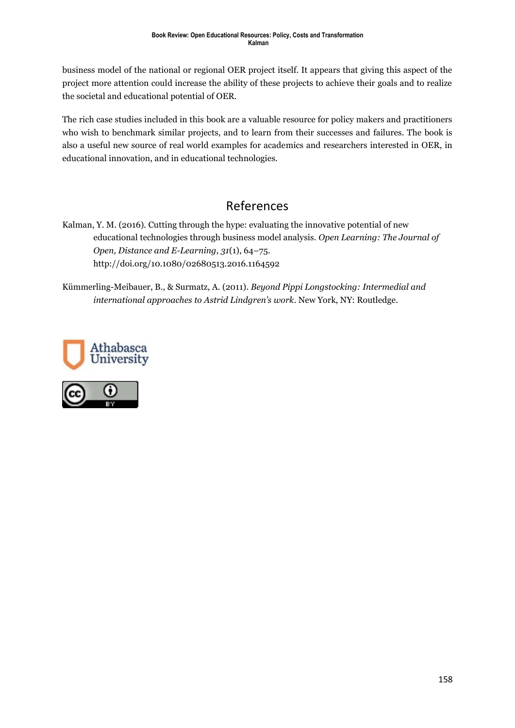business model of the national or regional OER project itself. It appears that giving this aspect of the project more attention could increase the ability of these projects to achieve their goals and to realize the societal and educational potential of OER.

The rich case studies included in this book are a valuable resource for policy makers and practitioners who wish to benchmark similar projects, and to learn from their successes and failures. The book is also a useful new source of real world examples for academics and researchers interested in OER, in educational innovation, and in educational technologies.

## References

Kalman, Y. M. (2016). Cutting through the hype: evaluating the innovative potential of new educational technologies through business model analysis. *Open Learning: The Journal of Open, Distance and E-Learning*, *31*(1), 64–75. http://doi.org/10.1080/02680513.2016.1164592

Kümmerling-Meibauer, B., & Surmatz, A. (2011). *Beyond Pippi Longstocking: Intermedial and international approaches to Astrid Lindgren's work*. New York, NY: Routledge.

Athabasca University